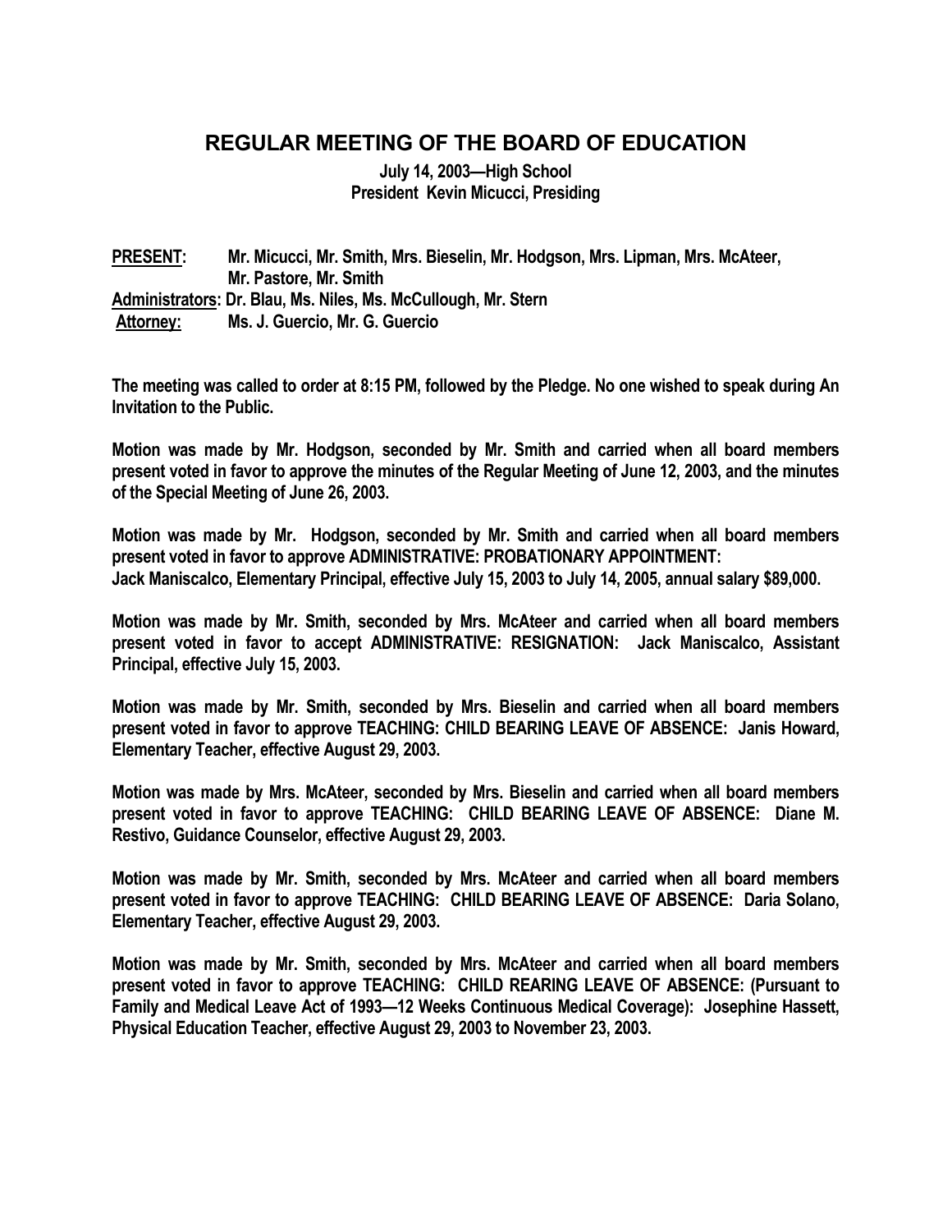## REGULAR MEETING OF THE BOARD OF EDUCATION

**July 14, 2003—High School**
**President Kevin Micucci, Presiding**

**PRESENT:** Mr. Micucci, Mr. Smith, Mrs. Bieselin, Mr. Hodgson, Mrs. Lipman, Mrs. McAteer, Mr. Pastore, Mr. Smith
**Administrators:** Dr. Blau, Ms. Niles, Ms. McCullough, Mr. Stern
**Attorney:** Ms. J. Guercio, Mr. G. Guercio

The meeting was called to order at 8:15 PM, followed by the Pledge. No one wished to speak during An Invitation to the Public.

Motion was made by Mr. Hodgson, seconded by Mr. Smith and carried when all board members present voted in favor to approve the minutes of the Regular Meeting of June 12, 2003, and the minutes of the Special Meeting of June 26, 2003.

Motion was made by Mr. Hodgson, seconded by Mr. Smith and carried when all board members present voted in favor to approve ADMINISTRATIVE: PROBATIONARY APPOINTMENT: Jack Maniscalco, Elementary Principal, effective July 15, 2003 to July 14, 2005, annual salary $89,000.

Motion was made by Mr. Smith, seconded by Mrs. McAteer and carried when all board members present voted in favor to accept ADMINISTRATIVE: RESIGNATION: Jack Maniscalco, Assistant Principal, effective July 15, 2003.

Motion was made by Mr. Smith, seconded by Mrs. Bieselin and carried when all board members present voted in favor to approve TEACHING: CHILD BEARING LEAVE OF ABSENCE: Janis Howard, Elementary Teacher, effective August 29, 2003.

Motion was made by Mrs. McAteer, seconded by Mrs. Bieselin and carried when all board members present voted in favor to approve TEACHING: CHILD BEARING LEAVE OF ABSENCE: Diane M. Restivo, Guidance Counselor, effective August 29, 2003.

Motion was made by Mr. Smith, seconded by Mrs. McAteer and carried when all board members present voted in favor to approve TEACHING: CHILD BEARING LEAVE OF ABSENCE: Daria Solano, Elementary Teacher, effective August 29, 2003.

Motion was made by Mr. Smith, seconded by Mrs. McAteer and carried when all board members present voted in favor to approve TEACHING: CHILD REARING LEAVE OF ABSENCE: (Pursuant to Family and Medical Leave Act of 1993—12 Weeks Continuous Medical Coverage): Josephine Hassett, Physical Education Teacher, effective August 29, 2003 to November 23, 2003.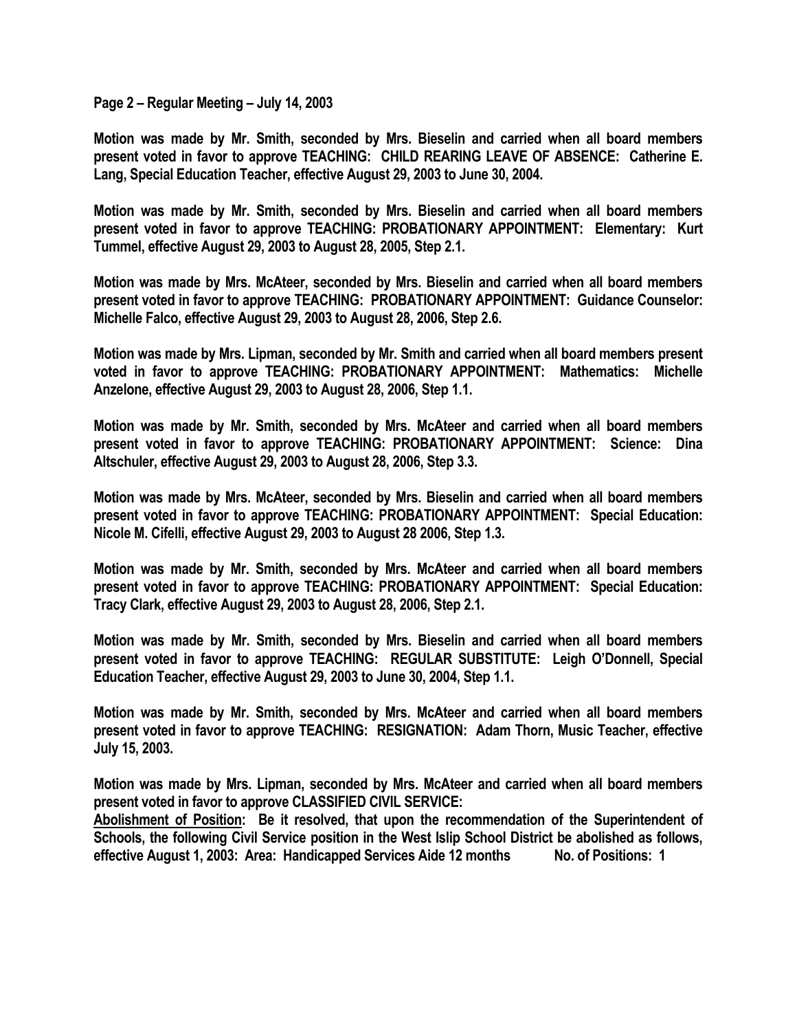**Page 2 – Regular Meeting – July 14, 2003**

**Motion was made by Mr. Smith, seconded by Mrs. Bieselin and carried when all board members present voted in favor to approve TEACHING: CHILD REARING LEAVE OF ABSENCE: Catherine E. Lang, Special Education Teacher, effective August 29, 2003 to June 30, 2004.**

**Motion was made by Mr. Smith, seconded by Mrs. Bieselin and carried when all board members present voted in favor to approve TEACHING: PROBATIONARY APPOINTMENT: Elementary: Kurt Tummel, effective August 29, 2003 to August 28, 2005, Step 2.1.**

**Motion was made by Mrs. McAteer, seconded by Mrs. Bieselin and carried when all board members present voted in favor to approve TEACHING: PROBATIONARY APPOINTMENT: Guidance Counselor: Michelle Falco, effective August 29, 2003 to August 28, 2006, Step 2.6.**

**Motion was made by Mrs. Lipman, seconded by Mr. Smith and carried when all board members present voted in favor to approve TEACHING: PROBATIONARY APPOINTMENT: Mathematics: Michelle Anzelone, effective August 29, 2003 to August 28, 2006, Step 1.1.**

**Motion was made by Mr. Smith, seconded by Mrs. McAteer and carried when all board members present voted in favor to approve TEACHING: PROBATIONARY APPOINTMENT: Science: Dina Altschuler, effective August 29, 2003 to August 28, 2006, Step 3.3.**

**Motion was made by Mrs. McAteer, seconded by Mrs. Bieselin and carried when all board members present voted in favor to approve TEACHING: PROBATIONARY APPOINTMENT: Special Education: Nicole M. Cifelli, effective August 29, 2003 to August 28 2006, Step 1.3.**

**Motion was made by Mr. Smith, seconded by Mrs. McAteer and carried when all board members present voted in favor to approve TEACHING: PROBATIONARY APPOINTMENT: Special Education: Tracy Clark, effective August 29, 2003 to August 28, 2006, Step 2.1.**

**Motion was made by Mr. Smith, seconded by Mrs. Bieselin and carried when all board members present voted in favor to approve TEACHING: REGULAR SUBSTITUTE: Leigh O'Donnell, Special Education Teacher, effective August 29, 2003 to June 30, 2004, Step 1.1.**

**Motion was made by Mr. Smith, seconded by Mrs. McAteer and carried when all board members present voted in favor to approve TEACHING: RESIGNATION: Adam Thorn, Music Teacher, effective July 15, 2003.**

**Motion was made by Mrs. Lipman, seconded by Mrs. McAteer and carried when all board members present voted in favor to approve CLASSIFIED CIVIL SERVICE:**
**Abolishment of Position: Be it resolved, that upon the recommendation of the Superintendent of Schools, the following Civil Service position in the West Islip School District be abolished as follows, effective August 1, 2003: Area: Handicapped Services Aide 12 months No. of Positions: 1**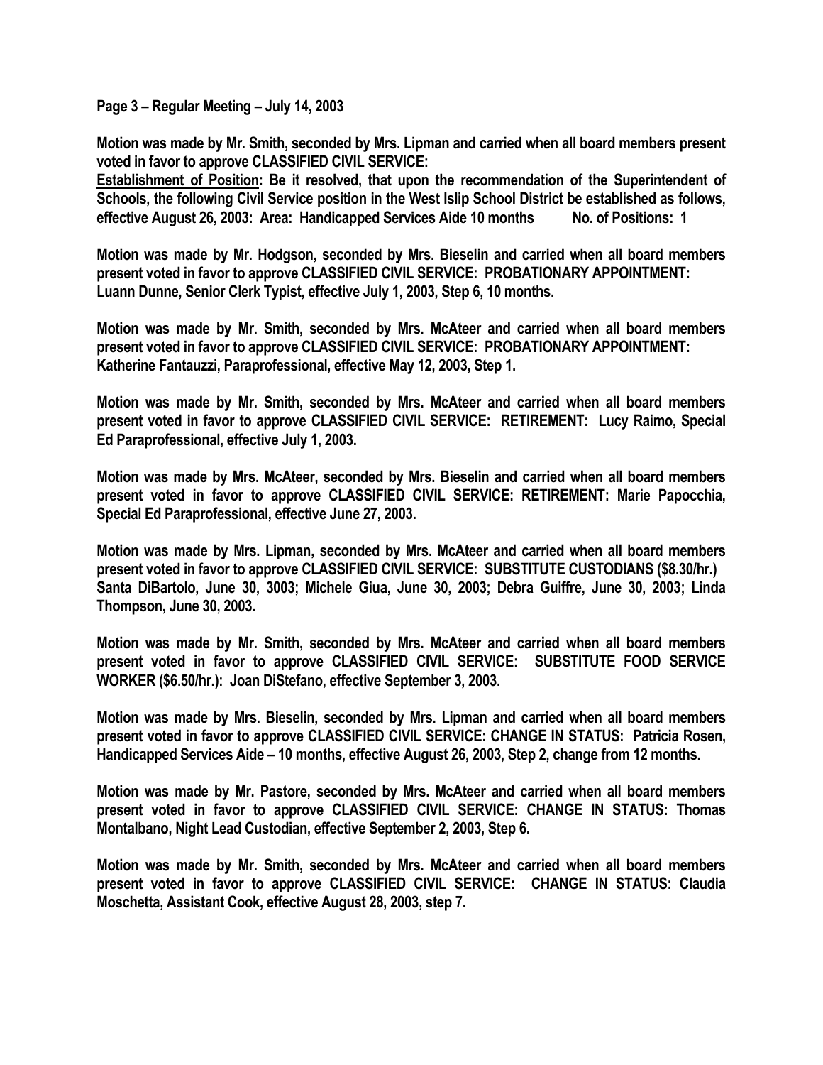**Page 3 – Regular Meeting – July 14, 2003**

**Motion was made by Mr. Smith, seconded by Mrs. Lipman and carried when all board members present voted in favor to approve CLASSIFIED CIVIL SERVICE:**
**<u>Establishment of Position</u>: Be it resolved, that upon the recommendation of the Superintendent of Schools, the following Civil Service position in the West Islip School District be established as follows, effective August 26, 2003: Area: Handicapped Services Aide 10 months No. of Positions: 1**

**Motion was made by Mr. Hodgson, seconded by Mrs. Bieselin and carried when all board members present voted in favor to approve CLASSIFIED CIVIL SERVICE: PROBATIONARY APPOINTMENT: Luann Dunne, Senior Clerk Typist, effective July 1, 2003, Step 6, 10 months.**

**Motion was made by Mr. Smith, seconded by Mrs. McAteer and carried when all board members present voted in favor to approve CLASSIFIED CIVIL SERVICE: PROBATIONARY APPOINTMENT: Katherine Fantauzzi, Paraprofessional, effective May 12, 2003, Step 1.**

**Motion was made by Mr. Smith, seconded by Mrs. McAteer and carried when all board members present voted in favor to approve CLASSIFIED CIVIL SERVICE: RETIREMENT: Lucy Raimo, Special Ed Paraprofessional, effective July 1, 2003.**

**Motion was made by Mrs. McAteer, seconded by Mrs. Bieselin and carried when all board members present voted in favor to approve CLASSIFIED CIVIL SERVICE: RETIREMENT: Marie Papocchia, Special Ed Paraprofessional, effective June 27, 2003.**

**Motion was made by Mrs. Lipman, seconded by Mrs. McAteer and carried when all board members present voted in favor to approve CLASSIFIED CIVIL SERVICE: SUBSTITUTE CUSTODIANS ($8.30/hr.) Santa DiBartolo, June 30, 3003; Michele Giua, June 30, 2003; Debra Guiffre, June 30, 2003; Linda Thompson, June 30, 2003.**

**Motion was made by Mr. Smith, seconded by Mrs. McAteer and carried when all board members present voted in favor to approve CLASSIFIED CIVIL SERVICE: SUBSTITUTE FOOD SERVICE WORKER ($6.50/hr.): Joan DiStefano, effective September 3, 2003.**

**Motion was made by Mrs. Bieselin, seconded by Mrs. Lipman and carried when all board members present voted in favor to approve CLASSIFIED CIVIL SERVICE: CHANGE IN STATUS: Patricia Rosen, Handicapped Services Aide – 10 months, effective August 26, 2003, Step 2, change from 12 months.**

**Motion was made by Mr. Pastore, seconded by Mrs. McAteer and carried when all board members present voted in favor to approve CLASSIFIED CIVIL SERVICE: CHANGE IN STATUS: Thomas Montalbano, Night Lead Custodian, effective September 2, 2003, Step 6.**

**Motion was made by Mr. Smith, seconded by Mrs. McAteer and carried when all board members present voted in favor to approve CLASSIFIED CIVIL SERVICE: CHANGE IN STATUS: Claudia Moschetta, Assistant Cook, effective August 28, 2003, step 7.**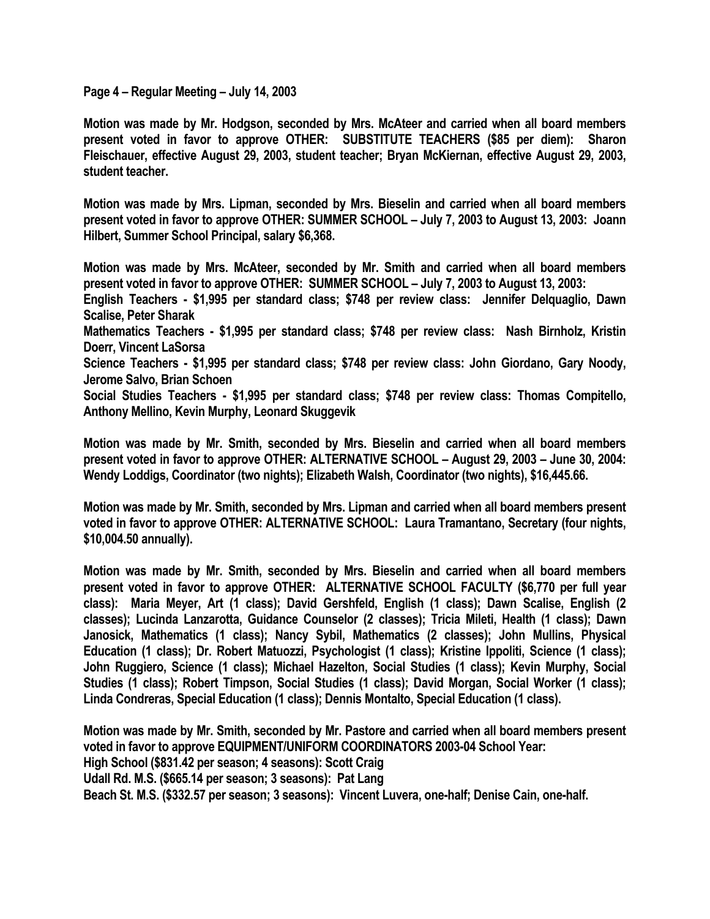**Page 4 – Regular Meeting – July 14, 2003**

**Motion was made by Mr. Hodgson, seconded by Mrs. McAteer and carried when all board members present voted in favor to approve OTHER: SUBSTITUTE TEACHERS ($85 per diem): Sharon Fleischauer, effective August 29, 2003, student teacher; Bryan McKiernan, effective August 29, 2003, student teacher.**

**Motion was made by Mrs. Lipman, seconded by Mrs. Bieselin and carried when all board members present voted in favor to approve OTHER: SUMMER SCHOOL – July 7, 2003 to August 13, 2003: Joann Hilbert, Summer School Principal, salary $6,368.**

**Motion was made by Mrs. McAteer, seconded by Mr. Smith and carried when all board members present voted in favor to approve OTHER: SUMMER SCHOOL – July 7, 2003 to August 13, 2003:**
**English Teachers - $1,995 per standard class; $748 per review class: Jennifer Delquaglio, Dawn Scalise, Peter Sharak**
**Mathematics Teachers - $1,995 per standard class; $748 per review class: Nash Birnholz, Kristin Doerr, Vincent LaSorsa**
**Science Teachers - $1,995 per standard class; $748 per review class: John Giordano, Gary Noody, Jerome Salvo, Brian Schoen**
**Social Studies Teachers - $1,995 per standard class; $748 per review class: Thomas Compitello, Anthony Mellino, Kevin Murphy, Leonard Skuggevik**

**Motion was made by Mr. Smith, seconded by Mrs. Bieselin and carried when all board members present voted in favor to approve OTHER: ALTERNATIVE SCHOOL – August 29, 2003 – June 30, 2004: Wendy Loddigs, Coordinator (two nights); Elizabeth Walsh, Coordinator (two nights), $16,445.66.**

**Motion was made by Mr. Smith, seconded by Mrs. Lipman and carried when all board members present voted in favor to approve OTHER: ALTERNATIVE SCHOOL: Laura Tramantano, Secretary (four nights, $10,004.50 annually).**

**Motion was made by Mr. Smith, seconded by Mrs. Bieselin and carried when all board members present voted in favor to approve OTHER: ALTERNATIVE SCHOOL FACULTY ($6,770 per full year class): Maria Meyer, Art (1 class); David Gershfeld, English (1 class); Dawn Scalise, English (2 classes); Lucinda Lanzarotta, Guidance Counselor (2 classes); Tricia Mileti, Health (1 class); Dawn Janosick, Mathematics (1 class); Nancy Sybil, Mathematics (2 classes); John Mullins, Physical Education (1 class); Dr. Robert Matuozzi, Psychologist (1 class); Kristine Ippoliti, Science (1 class); John Ruggiero, Science (1 class); Michael Hazelton, Social Studies (1 class); Kevin Murphy, Social Studies (1 class); Robert Timpson, Social Studies (1 class); David Morgan, Social Worker (1 class); Linda Condreras, Special Education (1 class); Dennis Montalto, Special Education (1 class).**

**Motion was made by Mr. Smith, seconded by Mr. Pastore and carried when all board members present voted in favor to approve EQUIPMENT/UNIFORM COORDINATORS 2003-04 School Year:**
**High School ($831.42 per season; 4 seasons): Scott Craig**
**Udall Rd. M.S. ($665.14 per season; 3 seasons): Pat Lang**
**Beach St. M.S. ($332.57 per season; 3 seasons): Vincent Luvera, one-half; Denise Cain, one-half.**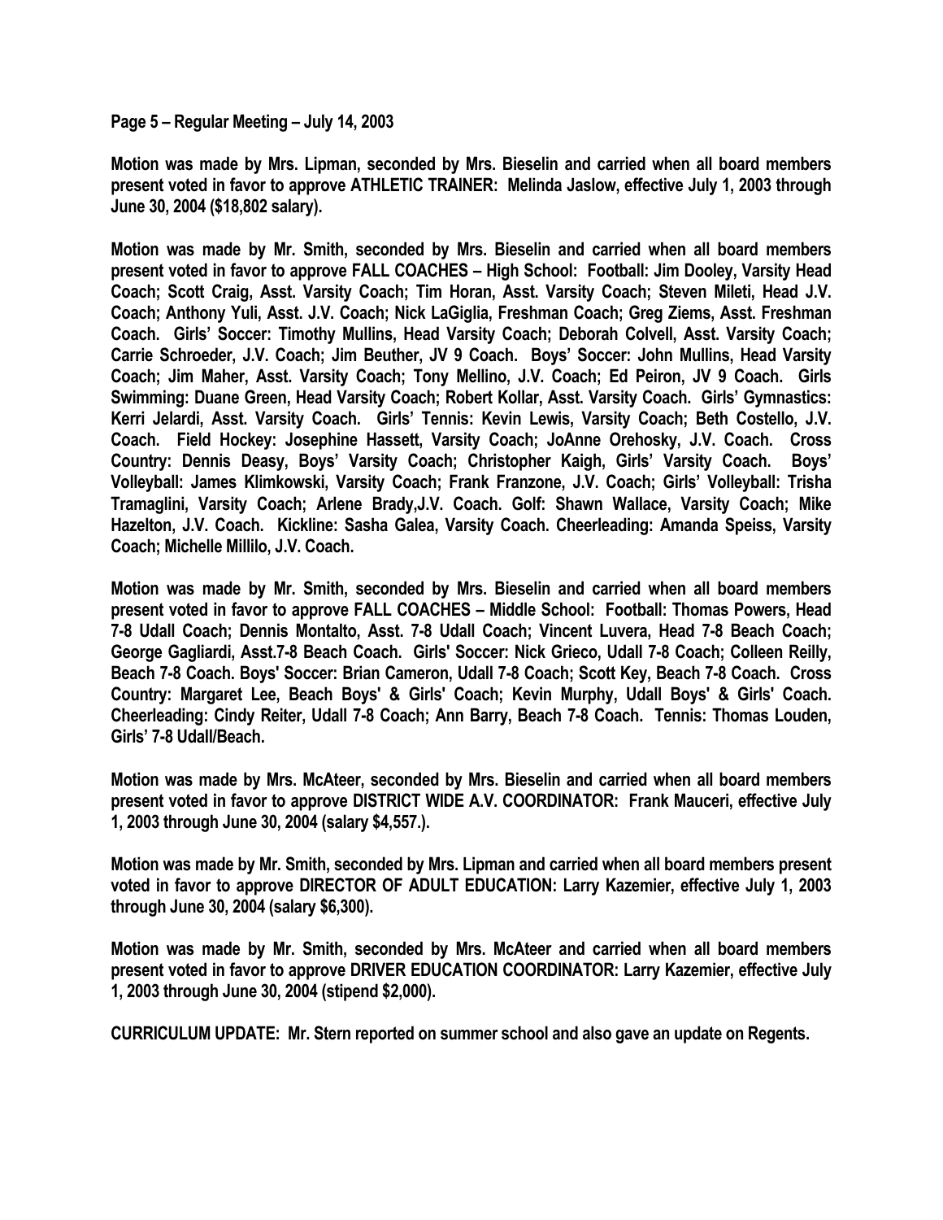**Page 5 – Regular Meeting – July 14, 2003**

**Motion was made by Mrs. Lipman, seconded by Mrs. Bieselin and carried when all board members present voted in favor to approve ATHLETIC TRAINER: Melinda Jaslow, effective July 1, 2003 through June 30, 2004 ($18,802 salary).**

**Motion was made by Mr. Smith, seconded by Mrs. Bieselin and carried when all board members present voted in favor to approve FALL COACHES – High School: Football: Jim Dooley, Varsity Head Coach; Scott Craig, Asst. Varsity Coach; Tim Horan, Asst. Varsity Coach; Steven Mileti, Head J.V. Coach; Anthony Yuli, Asst. J.V. Coach; Nick LaGiglia, Freshman Coach; Greg Ziems, Asst. Freshman Coach. Girls' Soccer: Timothy Mullins, Head Varsity Coach; Deborah Colvell, Asst. Varsity Coach; Carrie Schroeder, J.V. Coach; Jim Beuther, JV 9 Coach. Boys' Soccer: John Mullins, Head Varsity Coach; Jim Maher, Asst. Varsity Coach; Tony Mellino, J.V. Coach; Ed Peiron, JV 9 Coach. Girls Swimming: Duane Green, Head Varsity Coach; Robert Kollar, Asst. Varsity Coach. Girls' Gymnastics: Kerri Jelardi, Asst. Varsity Coach. Girls' Tennis: Kevin Lewis, Varsity Coach; Beth Costello, J.V. Coach. Field Hockey: Josephine Hassett, Varsity Coach; JoAnne Orehosky, J.V. Coach. Cross Country: Dennis Deasy, Boys' Varsity Coach; Christopher Kaigh, Girls' Varsity Coach. Boys' Volleyball: James Klimkowski, Varsity Coach; Frank Franzone, J.V. Coach; Girls' Volleyball: Trisha Tramaglini, Varsity Coach; Arlene Brady,J.V. Coach. Golf: Shawn Wallace, Varsity Coach; Mike Hazelton, J.V. Coach. Kickline: Sasha Galea, Varsity Coach. Cheerleading: Amanda Speiss, Varsity Coach; Michelle Millilo, J.V. Coach.**

**Motion was made by Mr. Smith, seconded by Mrs. Bieselin and carried when all board members present voted in favor to approve FALL COACHES – Middle School: Football: Thomas Powers, Head 7-8 Udall Coach; Dennis Montalto, Asst. 7-8 Udall Coach; Vincent Luvera, Head 7-8 Beach Coach; George Gagliardi, Asst.7-8 Beach Coach. Girls' Soccer: Nick Grieco, Udall 7-8 Coach; Colleen Reilly, Beach 7-8 Coach. Boys' Soccer: Brian Cameron, Udall 7-8 Coach; Scott Key, Beach 7-8 Coach. Cross Country: Margaret Lee, Beach Boys' & Girls' Coach; Kevin Murphy, Udall Boys' & Girls' Coach. Cheerleading: Cindy Reiter, Udall 7-8 Coach; Ann Barry, Beach 7-8 Coach. Tennis: Thomas Louden, Girls' 7-8 Udall/Beach.**

**Motion was made by Mrs. McAteer, seconded by Mrs. Bieselin and carried when all board members present voted in favor to approve DISTRICT WIDE A.V. COORDINATOR: Frank Mauceri, effective July 1, 2003 through June 30, 2004 (salary $4,557.).**

**Motion was made by Mr. Smith, seconded by Mrs. Lipman and carried when all board members present voted in favor to approve DIRECTOR OF ADULT EDUCATION: Larry Kazemier, effective July 1, 2003 through June 30, 2004 (salary $6,300).**

**Motion was made by Mr. Smith, seconded by Mrs. McAteer and carried when all board members present voted in favor to approve DRIVER EDUCATION COORDINATOR: Larry Kazemier, effective July 1, 2003 through June 30, 2004 (stipend $2,000).**

**CURRICULUM UPDATE: Mr. Stern reported on summer school and also gave an update on Regents.**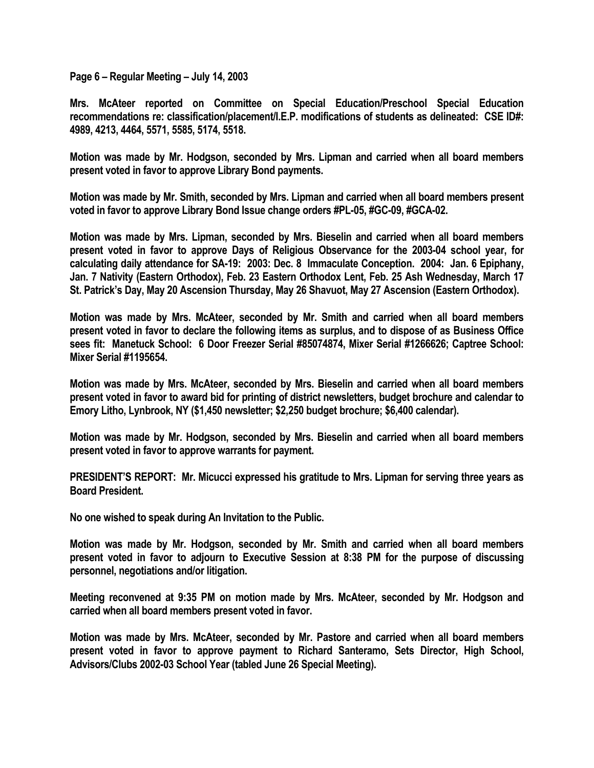**Page 6 – Regular Meeting – July 14, 2003**

**Mrs. McAteer reported on Committee on Special Education/Preschool Special Education recommendations re: classification/placement/I.E.P. modifications of students as delineated: CSE ID#: 4989, 4213, 4464, 5571, 5585, 5174, 5518.**

**Motion was made by Mr. Hodgson, seconded by Mrs. Lipman and carried when all board members present voted in favor to approve Library Bond payments.**

**Motion was made by Mr. Smith, seconded by Mrs. Lipman and carried when all board members present voted in favor to approve Library Bond Issue change orders #PL-05, #GC-09, #GCA-02.**

**Motion was made by Mrs. Lipman, seconded by Mrs. Bieselin and carried when all board members present voted in favor to approve Days of Religious Observance for the 2003-04 school year, for calculating daily attendance for SA-19: 2003: Dec. 8 Immaculate Conception. 2004: Jan. 6 Epiphany, Jan. 7 Nativity (Eastern Orthodox), Feb. 23 Eastern Orthodox Lent, Feb. 25 Ash Wednesday, March 17 St. Patrick's Day, May 20 Ascension Thursday, May 26 Shavuot, May 27 Ascension (Eastern Orthodox).**

**Motion was made by Mrs. McAteer, seconded by Mr. Smith and carried when all board members present voted in favor to declare the following items as surplus, and to dispose of as Business Office sees fit: Manetuck School: 6 Door Freezer Serial #85074874, Mixer Serial #1266626; Captree School: Mixer Serial #1195654.**

**Motion was made by Mrs. McAteer, seconded by Mrs. Bieselin and carried when all board members present voted in favor to award bid for printing of district newsletters, budget brochure and calendar to Emory Litho, Lynbrook, NY ($1,450 newsletter; $2,250 budget brochure; $6,400 calendar).**

**Motion was made by Mr. Hodgson, seconded by Mrs. Bieselin and carried when all board members present voted in favor to approve warrants for payment.**

**PRESIDENT'S REPORT: Mr. Micucci expressed his gratitude to Mrs. Lipman for serving three years as Board President.**

**No one wished to speak during An Invitation to the Public.**

**Motion was made by Mr. Hodgson, seconded by Mr. Smith and carried when all board members present voted in favor to adjourn to Executive Session at 8:38 PM for the purpose of discussing personnel, negotiations and/or litigation.**

**Meeting reconvened at 9:35 PM on motion made by Mrs. McAteer, seconded by Mr. Hodgson and carried when all board members present voted in favor.**

**Motion was made by Mrs. McAteer, seconded by Mr. Pastore and carried when all board members present voted in favor to approve payment to Richard Santeramo, Sets Director, High School, Advisors/Clubs 2002-03 School Year (tabled June 26 Special Meeting).**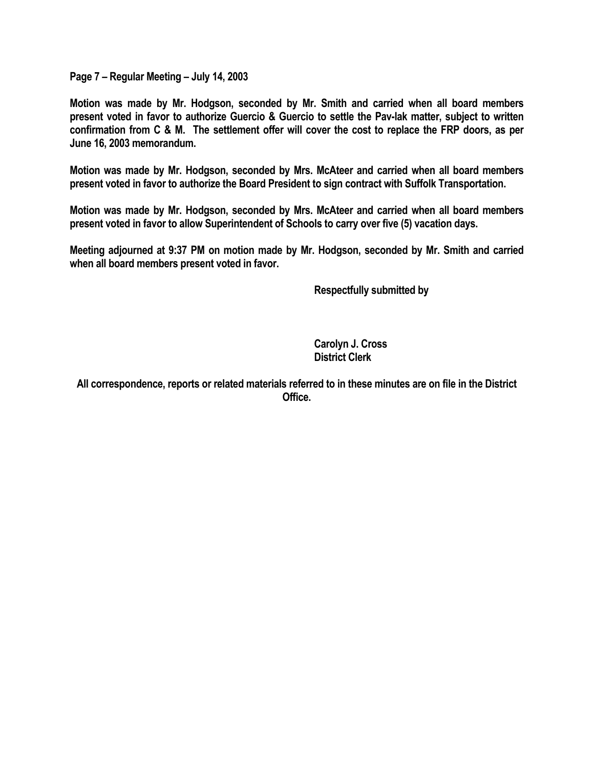**Page 7 – Regular Meeting – July 14, 2003**

**Motion was made by Mr. Hodgson, seconded by Mr. Smith and carried when all board members present voted in favor to authorize Guercio & Guercio to settle the Pav-lak matter, subject to written confirmation from C & M. The settlement offer will cover the cost to replace the FRP doors, as per June 16, 2003 memorandum.**

**Motion was made by Mr. Hodgson, seconded by Mrs. McAteer and carried when all board members present voted in favor to authorize the Board President to sign contract with Suffolk Transportation.**

**Motion was made by Mr. Hodgson, seconded by Mrs. McAteer and carried when all board members present voted in favor to allow Superintendent of Schools to carry over five (5) vacation days.**

**Meeting adjourned at 9:37 PM on motion made by Mr. Hodgson, seconded by Mr. Smith and carried when all board members present voted in favor.**

**Respectfully submitted by**

**Carolyn J. Cross**
**District Clerk**

**All correspondence, reports or related materials referred to in these minutes are on file in the District Office.**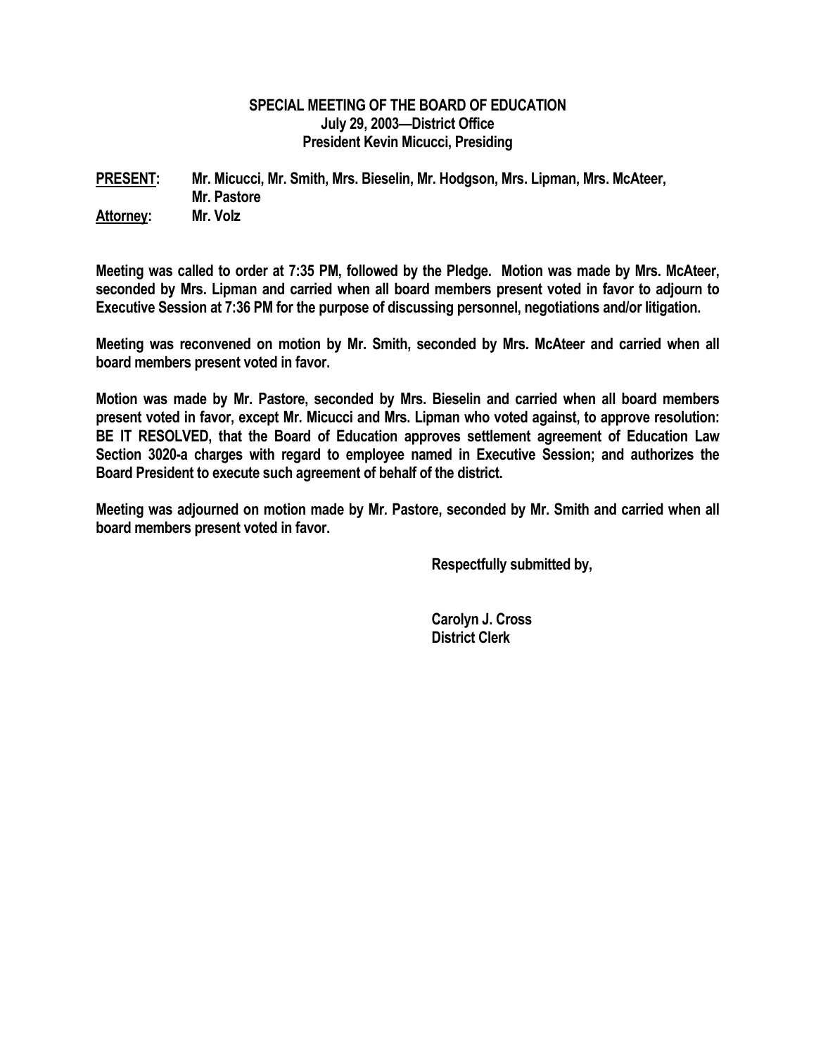**SPECIAL MEETING OF THE BOARD OF EDUCATION**
**July 29, 2003—District Office**
**President Kevin Micucci, Presiding**

**PRESENT:** Mr. Micucci, Mr. Smith, Mrs. Bieselin, Mr. Hodgson, Mrs. Lipman, Mrs. McAteer, Mr. Pastore
**Attorney:** Mr. Volz

Meeting was called to order at 7:35 PM, followed by the Pledge. Motion was made by Mrs. McAteer, seconded by Mrs. Lipman and carried when all board members present voted in favor to adjourn to Executive Session at 7:36 PM for the purpose of discussing personnel, negotiations and/or litigation.

Meeting was reconvened on motion by Mr. Smith, seconded by Mrs. McAteer and carried when all board members present voted in favor.

Motion was made by Mr. Pastore, seconded by Mrs. Bieselin and carried when all board members present voted in favor, except Mr. Micucci and Mrs. Lipman who voted against, to approve resolution: BE IT RESOLVED, that the Board of Education approves settlement agreement of Education Law Section 3020-a charges with regard to employee named in Executive Session; and authorizes the Board President to execute such agreement of behalf of the district.

Meeting was adjourned on motion made by Mr. Pastore, seconded by Mr. Smith and carried when all board members present voted in favor.

Respectfully submitted by,

Carolyn J. Cross
District Clerk